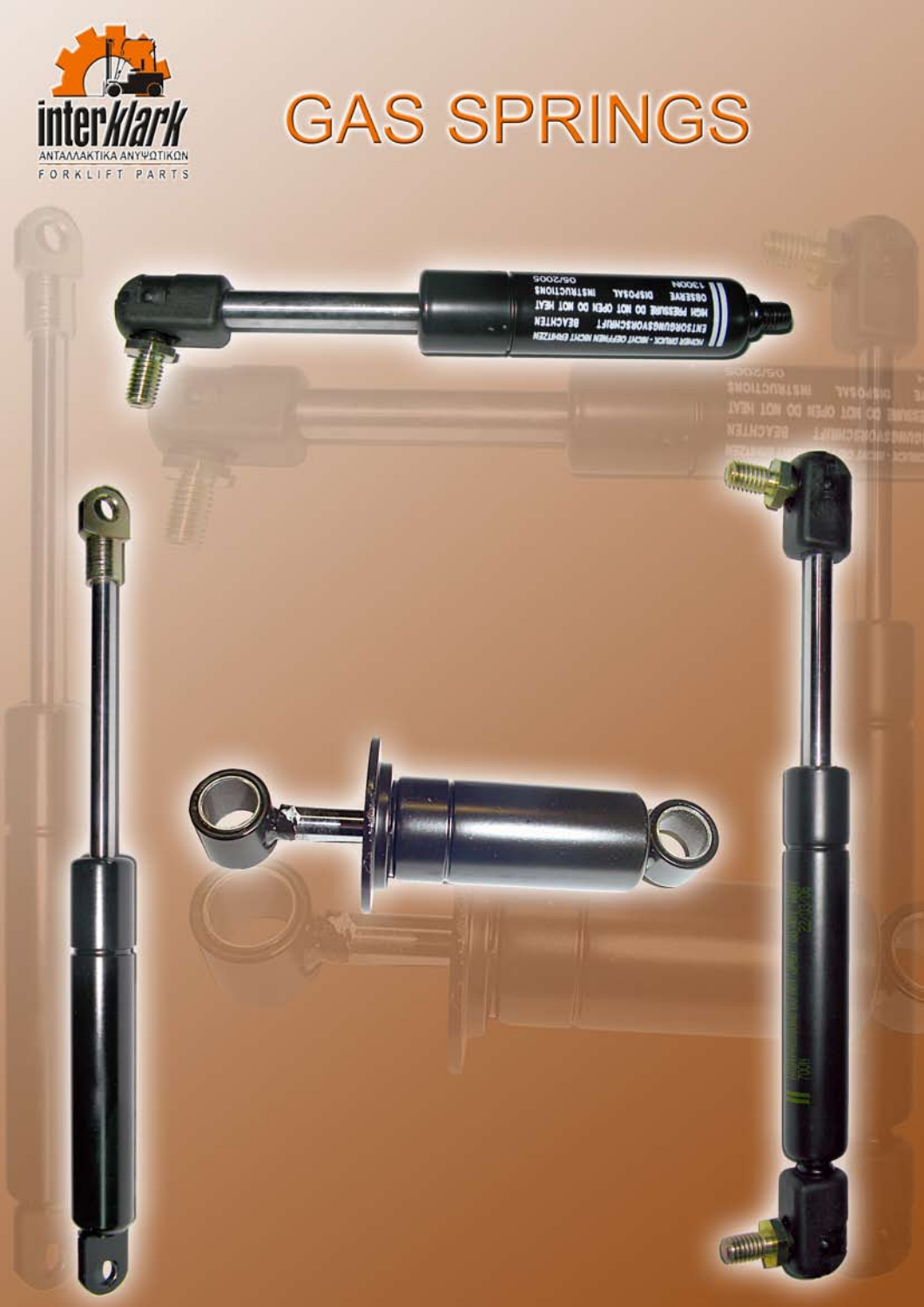interklark

ΑΝΤΑΛΛΑΚΤΙΚΑ ΑΝΥΨΩΤΙΚΩΝ

FORKLIFT PARTS

# GAS SPRINGS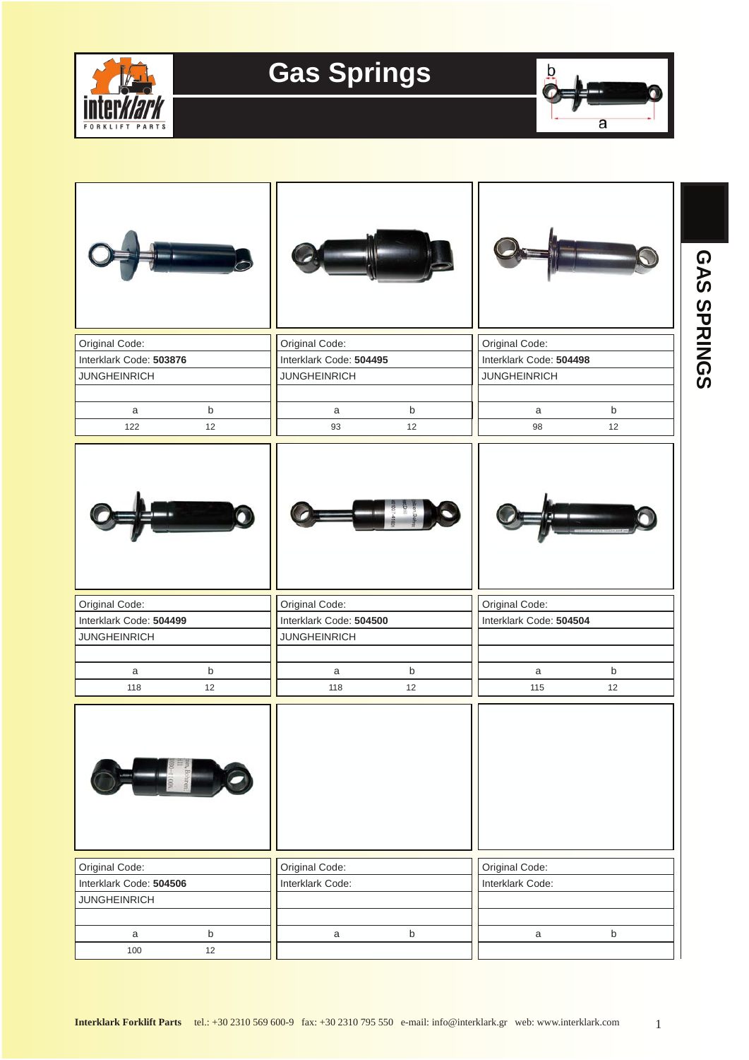# Gas Springs

GAS SPRINGS

| Original Code: | | Original Code: | | Original Code: | |
|---|---|---|---|---|---|
| Interklark Code: **503876** | | Interklark Code: **504495** | | Interklark Code: **504498** | |
| JUNGHEINRICH | | JUNGHEINRICH | | JUNGHEINRICH | |
| | | | | | |
| a | b | a | b | a | b |
| 122 | 12 | 93 | 12 | 98 | 12 |

| Original Code: | | Original Code: | | Original Code: | |
|---|---|---|---|---|---|
| Interklark Code: **504499** | | Interklark Code: **504500** | | Interklark Code: **504504** | |
| JUNGHEINRICH | | JUNGHEINRICH | | | |
| | | | | | |
| a | b | a | b | a | b |
| 118 | 12 | 118 | 12 | 115 | 12 |

| Original Code: | | Original Code: | | Original Code: | |
|---|---|---|---|---|---|
| Interklark Code: **504506** | | Interklark Code: | | Interklark Code: | |
| JUNGHEINRICH | | | | | |
| | | | | | |
| a | b | a | b | a | b |
| 100 | 12 | | | | |

**Interklark Forklift Parts** tel.: +30 2310 569 600-9 fax: +30 2310 795 550 e-mail: info@interklark.gr web: www.interklark.com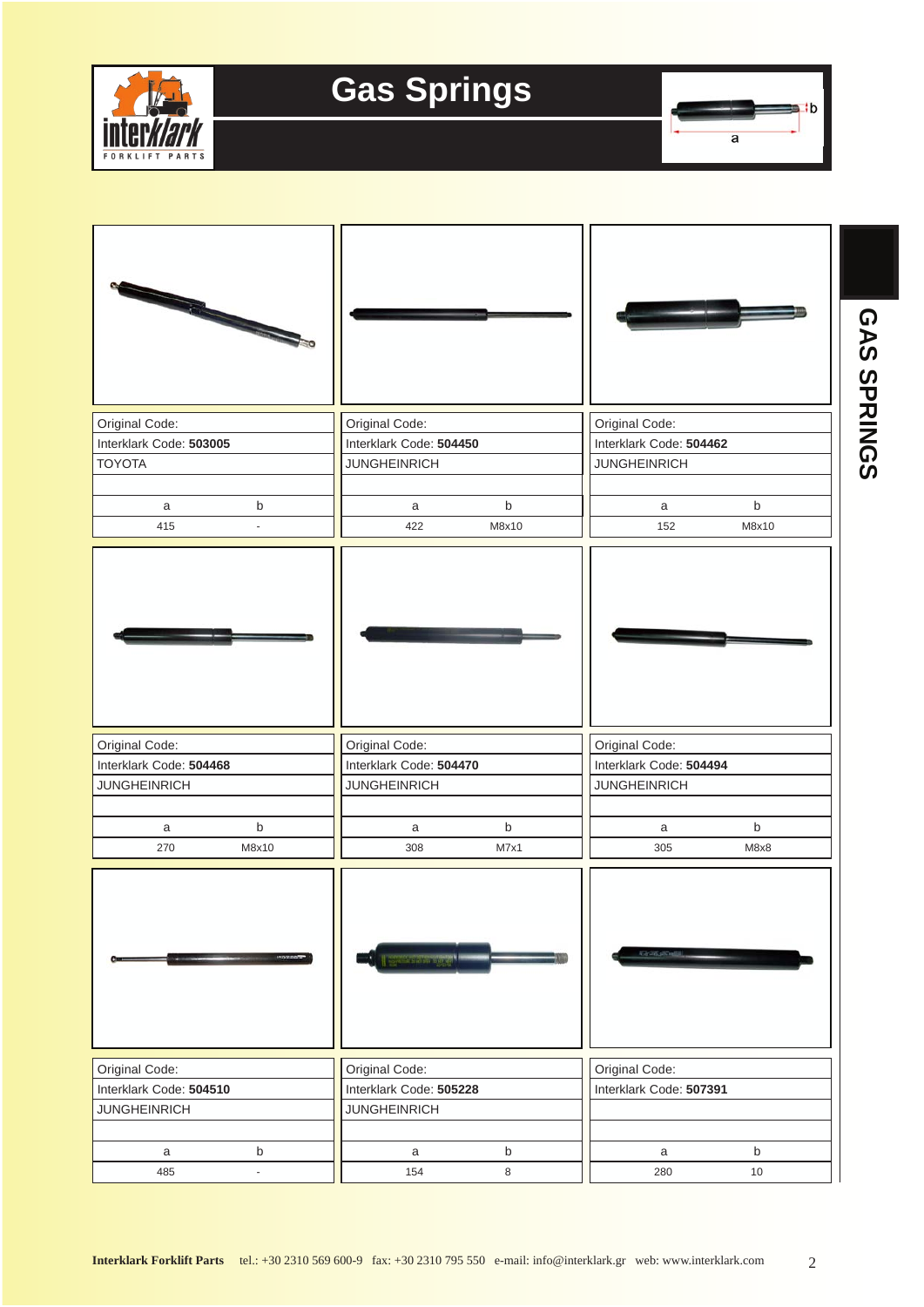# Gas Springs

GAS SPRINGS

| Original Code: | |
|---|---|
| Interklark Code: **503005** | |
| TOYOTA | |
| | |
| a | b |
| 415 | - |

| Original Code: | |
|---|---|
| Interklark Code: **504450** | |
| JUNGHEINRICH | |
| | |
| a | b |
| 422 | M8x10 |

| Original Code: | |
|---|---|
| Interklark Code: **504462** | |
| JUNGHEINRICH | |
| | |
| a | b |
| 152 | M8x10 |

| Original Code: | |
|---|---|
| Interklark Code: **504468** | |
| JUNGHEINRICH | |
| | |
| a | b |
| 270 | M8x10 |

| Original Code: | |
|---|---|
| Interklark Code: **504470** | |
| JUNGHEINRICH | |
| | |
| a | b |
| 308 | M7x1 |

| Original Code: | |
|---|---|
| Interklark Code: **504494** | |
| JUNGHEINRICH | |
| | |
| a | b |
| 305 | M8x8 |

| Original Code: | |
|---|---|
| Interklark Code: **504510** | |
| JUNGHEINRICH | |
| | |
| a | b |
| 485 | - |

| Original Code: | |
|---|---|
| Interklark Code: **505228** | |
| JUNGHEINRICH | |
| | |
| a | b |
| 154 | 8 |

| Original Code: | |
|---|---|
| Interklark Code: **507391** | |
| | |
| | |
| a | b |
| 280 | 10 |

**Interklark Forklift Parts** tel.: +30 2310 569 600-9 fax: +30 2310 795 550 e-mail: info@interklark.gr web: www.interklark.com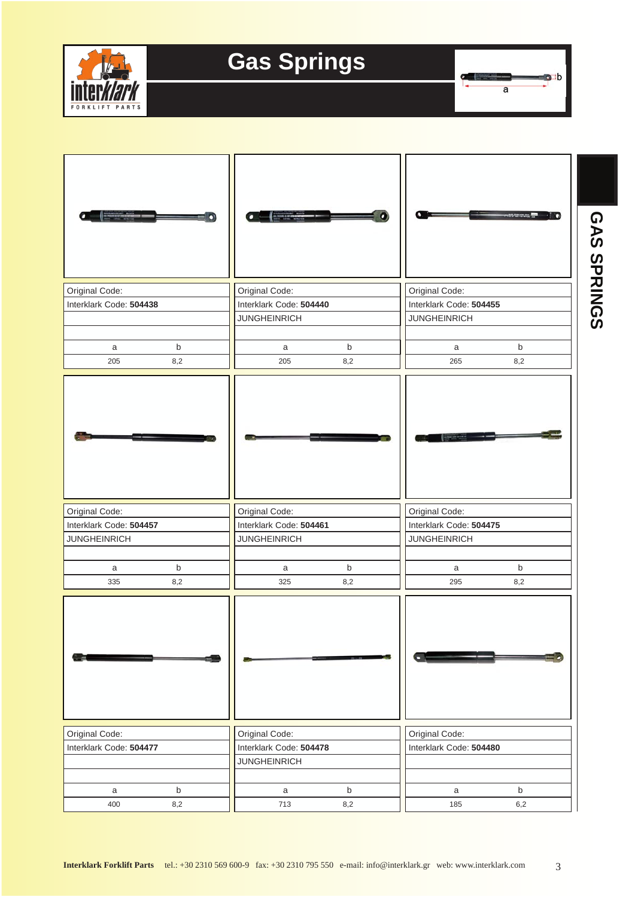# Gas Springs

## GAS SPRINGS

| Original Code: | |
|---|---|
| Interklark Code: **504438** | |
| | |
| | |
| a | b |
| 205 | 8,2 |

| Original Code: | |
|---|---|
| Interklark Code: **504440** | |
| JUNGHEINRICH | |
| | |
| a | b |
| 205 | 8,2 |

| Original Code: | |
|---|---|
| Interklark Code: **504455** | |
| JUNGHEINRICH | |
| | |
| a | b |
| 265 | 8,2 |

| Original Code: | |
|---|---|
| Interklark Code: **504457** | |
| JUNGHEINRICH | |
| | |
| a | b |
| 335 | 8,2 |

| Original Code: | |
|---|---|
| Interklark Code: **504461** | |
| JUNGHEINRICH | |
| | |
| a | b |
| 325 | 8,2 |

| Original Code: | |
|---|---|
| Interklark Code: **504475** | |
| JUNGHEINRICH | |
| | |
| a | b |
| 295 | 8,2 |

| Original Code: | |
|---|---|
| Interklark Code: **504477** | |
| | |
| | |
| a | b |
| 400 | 8,2 |

| Original Code: | |
|---|---|
| Interklark Code: **504478** | |
| JUNGHEINRICH | |
| | |
| a | b |
| 713 | 8,2 |

| Original Code: | |
|---|---|
| Interklark Code: **504480** | |
| | |
| | |
| a | b |
| 185 | 6,2 |

**Interklark Forklift Parts** tel.: +30 2310 569 600-9 fax: +30 2310 795 550 e-mail: info@interklark.gr web: www.interklark.com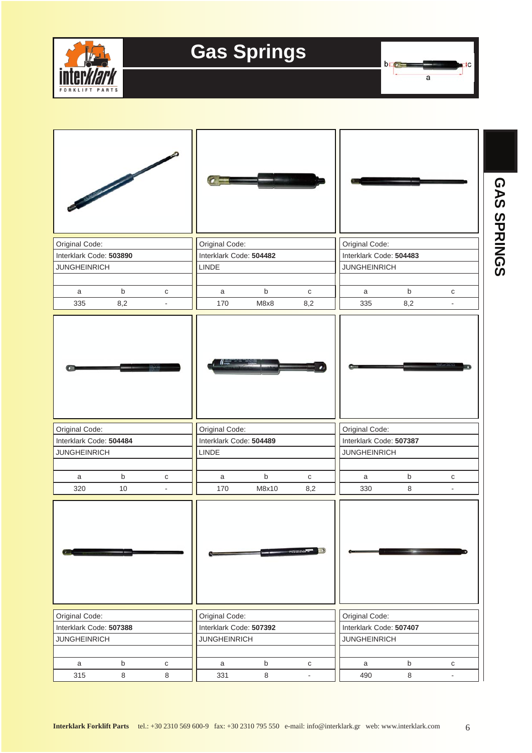# Gas Springs

## GAS SPRINGS

| Original Code: | | |
|---|---|---|
| Interklark Code: **503890** | | |
| JUNGHEINRICH | | |
| a | b | c |
| 335 | 8,2 | - |

| Original Code: | | |
|---|---|---|
| Interklark Code: **504482** | | |
| LINDE | | |
| a | b | c |
| 170 | M8x8 | 8,2 |

| Original Code: | | |
|---|---|---|
| Interklark Code: **504483** | | |
| JUNGHEINRICH | | |
| a | b | c |
| 335 | 8,2 | - |

| Original Code: | | |
|---|---|---|
| Interklark Code: **504484** | | |
| JUNGHEINRICH | | |
| a | b | c |
| 320 | 10 | - |

| Original Code: | | |
|---|---|---|
| Interklark Code: **504489** | | |
| LINDE | | |
| a | b | c |
| 170 | M8x10 | 8,2 |

| Original Code: | | |
|---|---|---|
| Interklark Code: **507387** | | |
| JUNGHEINRICH | | |
| a | b | c |
| 330 | 8 | - |

| Original Code: | | |
|---|---|---|
| Interklark Code: **507388** | | |
| JUNGHEINRICH | | |
| a | b | c |
| 315 | 8 | 8 |

| Original Code: | | |
|---|---|---|
| Interklark Code: **507392** | | |
| JUNGHEINRICH | | |
| a | b | c |
| 331 | 8 | - |

| Original Code: | | |
|---|---|---|
| Interklark Code: **507407** | | |
| JUNGHEINRICH | | |
| a | b | c |
| 490 | 8 | - |

**Interklark Forklift Parts** tel.: +30 2310 569 600-9 fax: +30 2310 795 550 e-mail: info@interklark.gr web: www.interklark.com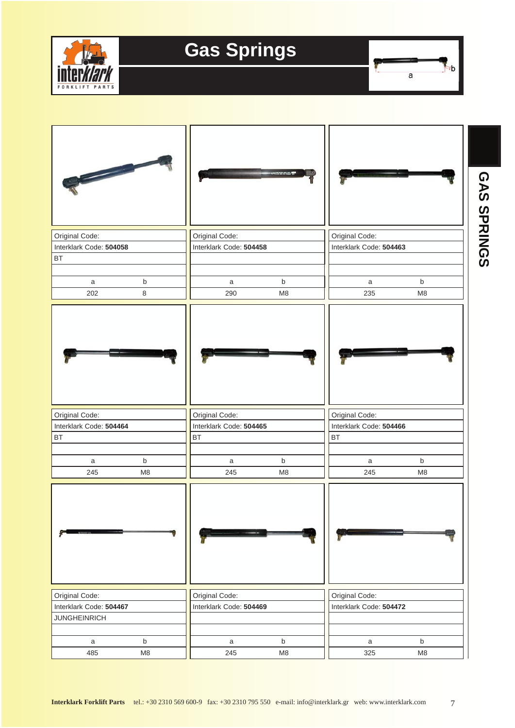# Gas Springs

a b

GAS SPRINGS

| | | |
|---|---|---|
| Original Code: | Original Code: | Original Code: |
| Interklark Code: **504058** | Interklark Code: **504458** | Interklark Code: **504463** |
| BT | | |
| | | |
| a / b | a / b | a / b |
| 202 / 8 | 290 / M8 | 235 / M8 |

| | | |
|---|---|---|
| Original Code: | Original Code: | Original Code: |
| Interklark Code: **504464** | Interklark Code: **504465** | Interklark Code: **504466** |
| BT | BT | BT |
| | | |
| a / b | a / b | a / b |
| 245 / M8 | 245 / M8 | 245 / M8 |

| | | |
|---|---|---|
| Original Code: | Original Code: | Original Code: |
| Interklark Code: **504467** | Interklark Code: **504469** | Interklark Code: **504472** |
| JUNGHEINRICH | | |
| | | |
| a / b | a / b | a / b |
| 485 / M8 | 245 / M8 | 325 / M8 |

**Interklark Forklift Parts** tel.: +30 2310 569 600-9 fax: +30 2310 795 550 e-mail: info@interklark.gr web: www.interklark.com